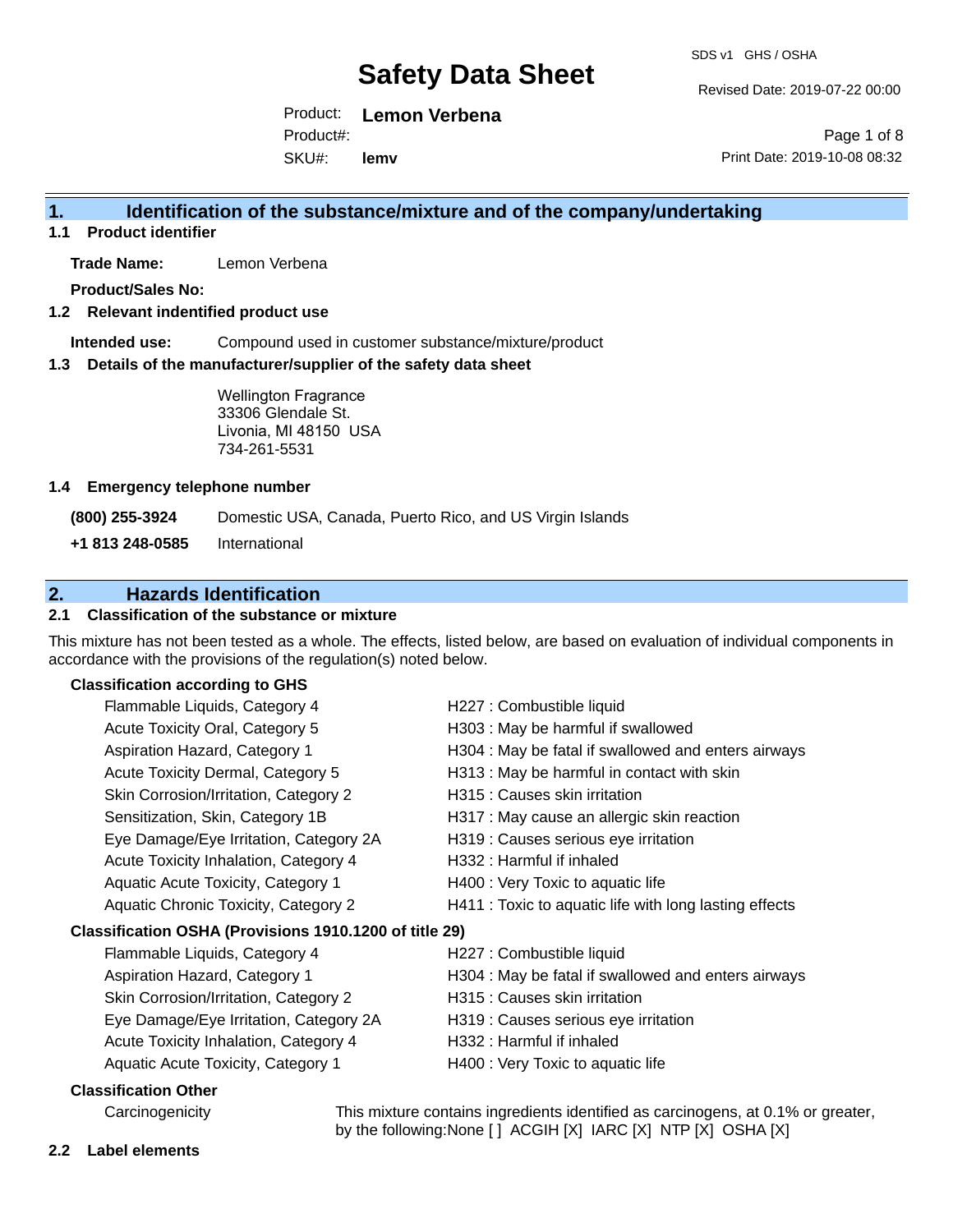# Safety Data Sheet

SDS v1 GHS / OSHA

Revised Date: 2019-07-22 00:00

Print Date: 2019-10-08 08:32

Product: **Lemon Verbena**

Product#:

SKU#: **lemv**

## 1. Identification of the substance/mixture and of the company/undertaking

### 1.1 Product identifier

**Trade Name:** Lemon Verbena

**Product/Sales No:**

### 1.2 Relevant identified product use

**Intended use:** Compound used in customer substance/mixture/product

### 1.3 Details of the manufacturer/supplier of the safety data sheet

Wellington Fragrance
33306 Glendale St.
Livonia, MI 48150 USA
734-261-5531

### 1.4 Emergency telephone number

**(800) 255-3924** Domestic USA, Canada, Puerto Rico, and US Virgin Islands

**+1 813 248-0585** International

## 2. Hazards Identification

### 2.1 Classification of the substance or mixture

This mixture has not been tested as a whole. The effects, listed below, are based on evaluation of individual components in accordance with the provisions of the regulation(s) noted below.

**Classification according to GHS**

| | |
|---|---|
| Flammable Liquids, Category 4 | H227 : Combustible liquid |
| Acute Toxicity Oral, Category 5 | H303 : May be harmful if swallowed |
| Aspiration Hazard, Category 1 | H304 : May be fatal if swallowed and enters airways |
| Acute Toxicity Dermal, Category 5 | H313 : May be harmful in contact with skin |
| Skin Corrosion/Irritation, Category 2 | H315 : Causes skin irritation |
| Sensitization, Skin, Category 1B | H317 : May cause an allergic skin reaction |
| Eye Damage/Eye Irritation, Category 2A | H319 : Causes serious eye irritation |
| Acute Toxicity Inhalation, Category 4 | H332 : Harmful if inhaled |
| Aquatic Acute Toxicity, Category 1 | H400 : Very Toxic to aquatic life |
| Aquatic Chronic Toxicity, Category 2 | H411 : Toxic to aquatic life with long lasting effects |

**Classification OSHA (Provisions 1910.1200 of title 29)**

| | |
|---|---|
| Flammable Liquids, Category 4 | H227 : Combustible liquid |
| Aspiration Hazard, Category 1 | H304 : May be fatal if swallowed and enters airways |
| Skin Corrosion/Irritation, Category 2 | H315 : Causes skin irritation |
| Eye Damage/Eye Irritation, Category 2A | H319 : Causes serious eye irritation |
| Acute Toxicity Inhalation, Category 4 | H332 : Harmful if inhaled |
| Aquatic Acute Toxicity, Category 1 | H400 : Very Toxic to aquatic life |

**Classification Other**

Carcinogenicity: This mixture contains ingredients identified as carcinogens, at 0.1% or greater, by the following:None [ ] ACGIH [X] IARC [X] NTP [X] OSHA [X]

### 2.2 Label elements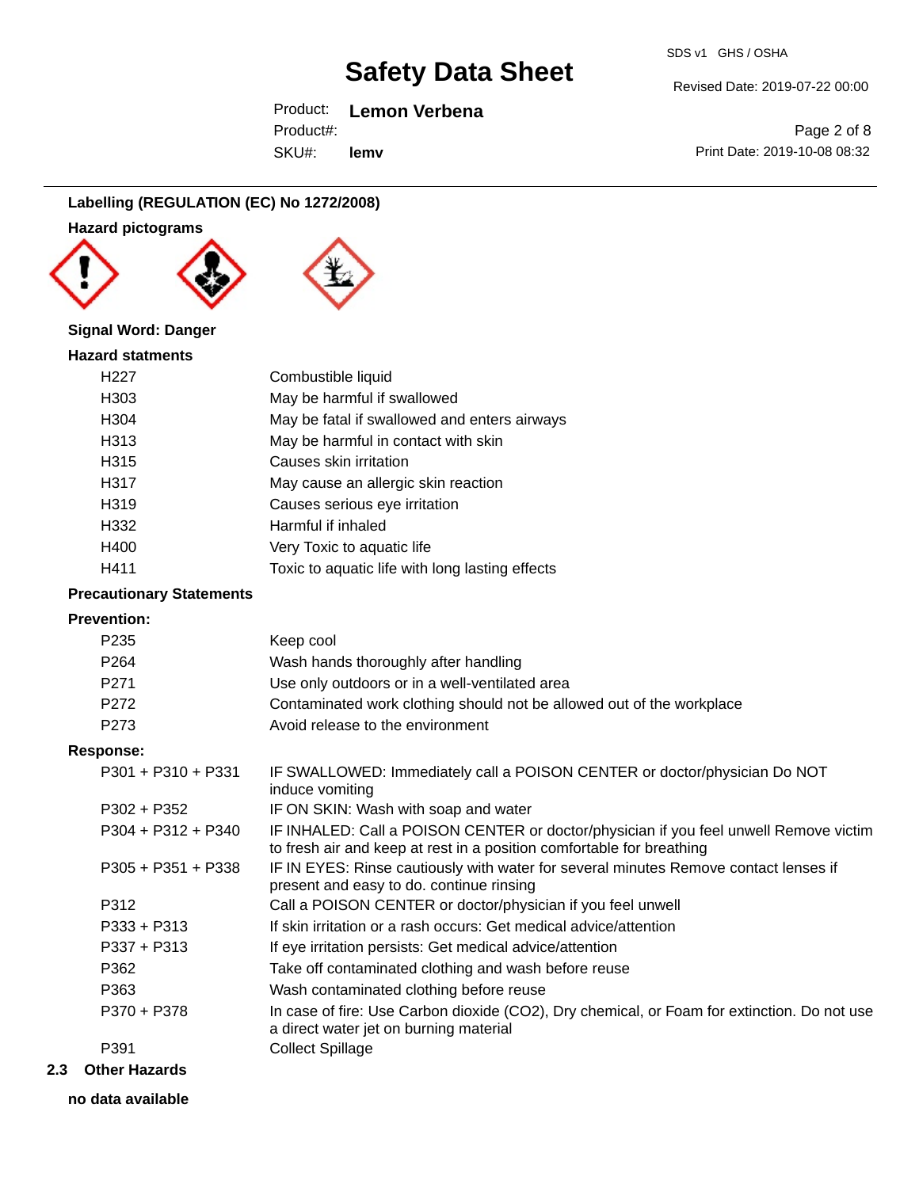### Labelling (REGULATION (EC) No 1272/2008)

**Hazard pictograms**

**Signal Word: Danger**

**Hazard statments**

| | |
|---|---|
| H227 | Combustible liquid |
| H303 | May be harmful if swallowed |
| H304 | May be fatal if swallowed and enters airways |
| H313 | May be harmful in contact with skin |
| H315 | Causes skin irritation |
| H317 | May cause an allergic skin reaction |
| H319 | Causes serious eye irritation |
| H332 | Harmful if inhaled |
| H400 | Very Toxic to aquatic life |
| H411 | Toxic to aquatic life with long lasting effects |

**Precautionary Statements**

**Prevention:**

| | |
|---|---|
| P235 | Keep cool |
| P264 | Wash hands thoroughly after handling |
| P271 | Use only outdoors or in a well-ventilated area |
| P272 | Contaminated work clothing should not be allowed out of the workplace |
| P273 | Avoid release to the environment |

**Response:**

| | |
|---|---|
| P301 + P310 + P331 | IF SWALLOWED: Immediately call a POISON CENTER or doctor/physician Do NOT induce vomiting |
| P302 + P352 | IF ON SKIN: Wash with soap and water |
| P304 + P312 + P340 | IF INHALED: Call a POISON CENTER or doctor/physician if you feel unwell Remove victim to fresh air and keep at rest in a position comfortable for breathing |
| P305 + P351 + P338 | IF IN EYES: Rinse cautiously with water for several minutes Remove contact lenses if present and easy to do. continue rinsing |
| P312 | Call a POISON CENTER or doctor/physician if you feel unwell |
| P333 + P313 | If skin irritation or a rash occurs: Get medical advice/attention |
| P337 + P313 | If eye irritation persists: Get medical advice/attention |
| P362 | Take off contaminated clothing and wash before reuse |
| P363 | Wash contaminated clothing before reuse |
| P370 + P378 | In case of fire: Use Carbon dioxide ($CO_2$), Dry chemical, or Foam for extinction. Do not use a direct water jet on burning material |
| P391 | Collect Spillage |

## 2.3 Other Hazards

**no data available**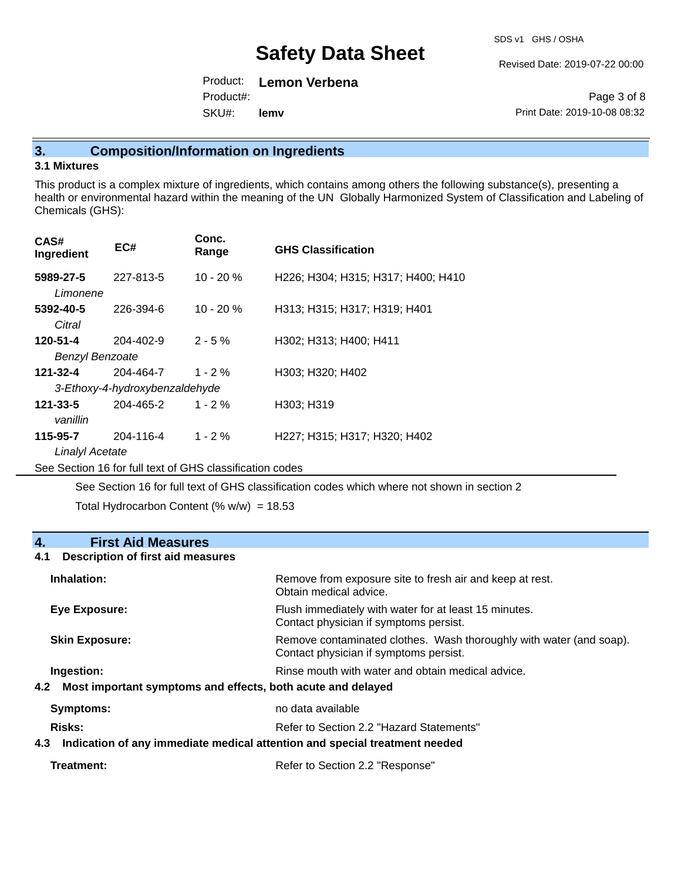## 3. Composition/Information on Ingredients

### 3.1 Mixtures

This product is a complex mixture of ingredients, which contains among others the following substance(s), presenting a health or environmental hazard within the meaning of the UN Globally Harmonized System of Classification and Labeling of Chemicals (GHS):

| CAS# Ingredient | EC# | Conc. Range | GHS Classification |
|---|---|---|---|
| **5989-27-5** *Limonene* | 227-813-5 | 10 - 20 % | H226; H304; H315; H317; H400; H410 |
| **5392-40-5** *Citral* | 226-394-6 | 10 - 20 % | H313; H315; H317; H319; H401 |
| **120-51-4** *Benzyl Benzoate* | 204-402-9 | 2 - 5 % | H302; H313; H400; H411 |
| **121-32-4** *3-Ethoxy-4-hydroxybenzaldehyde* | 204-464-7 | 1 - 2 % | H303; H320; H402 |
| **121-33-5** *vanillin* | 204-465-2 | 1 - 2 % | H303; H319 |
| **115-95-7** *Linalyl Acetate* | 204-116-4 | 1 - 2 % | H227; H315; H317; H320; H402 |

See Section 16 for full text of GHS classification codes

See Section 16 for full text of GHS classification codes which where not shown in section 2

Total Hydrocarbon Content (% w/w) = 18.53

## 4. First Aid Measures

### 4.1 Description of first aid measures

**Inhalation:** Remove from exposure site to fresh air and keep at rest. Obtain medical advice.

**Eye Exposure:** Flush immediately with water for at least 15 minutes. Contact physician if symptoms persist.

**Skin Exposure:** Remove contaminated clothes. Wash thoroughly with water (and soap). Contact physician if symptoms persist.

**Ingestion:** Rinse mouth with water and obtain medical advice.

### 4.2 Most important symptoms and effects, both acute and delayed

**Symptoms:** no data available

**Risks:** Refer to Section 2.2 "Hazard Statements"

### 4.3 Indication of any immediate medical attention and special treatment needed

**Treatment:** Refer to Section 2.2 "Response"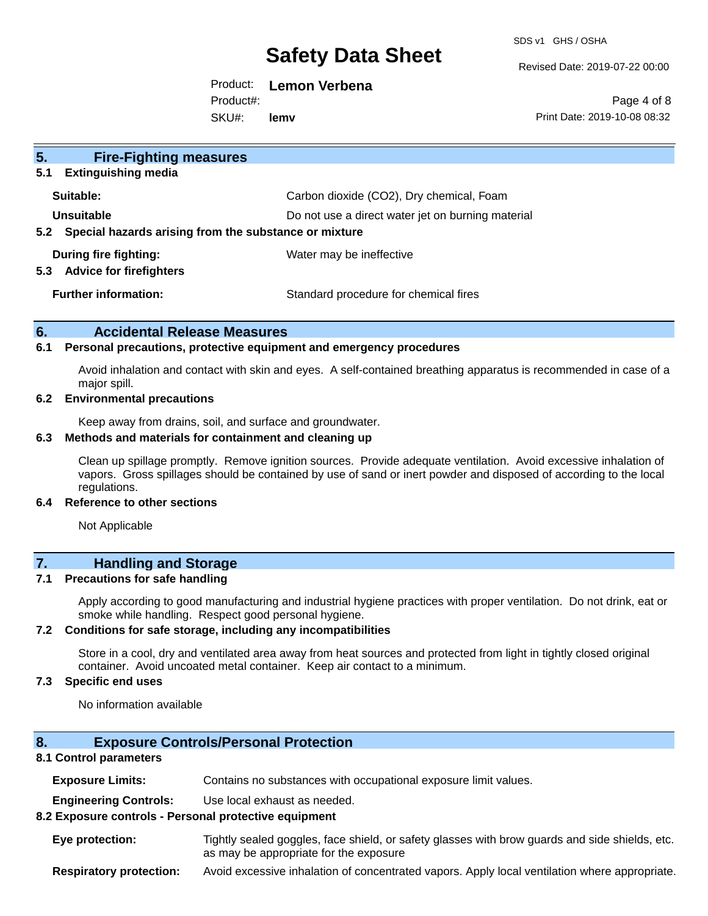## 5. Fire-Fighting measures

### 5.1 Extinguishing media

**Suitable:** Carbon dioxide ($CO_2$), Dry chemical, Foam

**Unsuitable** Do not use a direct water jet on burning material

### 5.2 Special hazards arising from the substance or mixture

**During fire fighting:** Water may be ineffective

### 5.3 Advice for firefighters

**Further information:** Standard procedure for chemical fires

## 6. Accidental Release Measures

### 6.1 Personal precautions, protective equipment and emergency procedures

Avoid inhalation and contact with skin and eyes. A self-contained breathing apparatus is recommended in case of a major spill.

### 6.2 Environmental precautions

Keep away from drains, soil, and surface and groundwater.

### 6.3 Methods and materials for containment and cleaning up

Clean up spillage promptly. Remove ignition sources. Provide adequate ventilation. Avoid excessive inhalation of vapors. Gross spillages should be contained by use of sand or inert powder and disposed of according to the local regulations.

### 6.4 Reference to other sections

Not Applicable

## 7. Handling and Storage

### 7.1 Precautions for safe handling

Apply according to good manufacturing and industrial hygiene practices with proper ventilation. Do not drink, eat or smoke while handling. Respect good personal hygiene.

### 7.2 Conditions for safe storage, including any incompatibilities

Store in a cool, dry and ventilated area away from heat sources and protected from light in tightly closed original container. Avoid uncoated metal container. Keep air contact to a minimum.

### 7.3 Specific end uses

No information available

## 8. Exposure Controls/Personal Protection

### 8.1 Control parameters

**Exposure Limits:** Contains no substances with occupational exposure limit values.

**Engineering Controls:** Use local exhaust as needed.

### 8.2 Exposure controls - Personal protective equipment

**Eye protection:** Tightly sealed goggles, face shield, or safety glasses with brow guards and side shields, etc. as may be appropriate for the exposure

**Respiratory protection:** Avoid excessive inhalation of concentrated vapors. Apply local ventilation where appropriate.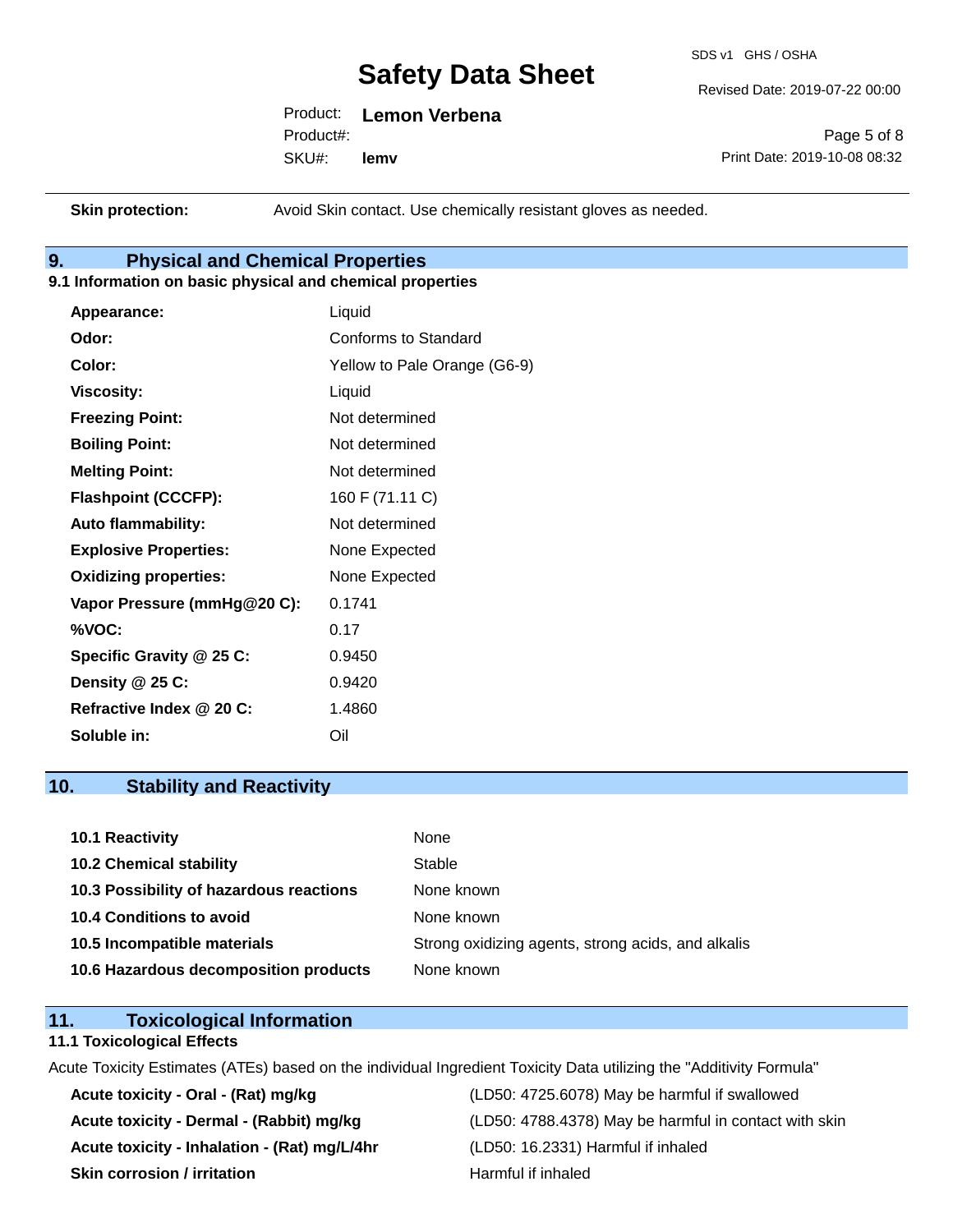**Skin protection:** Avoid Skin contact. Use chemically resistant gloves as needed.

## 9. Physical and Chemical Properties

### 9.1 Information on basic physical and chemical properties

| | |
|---|---|
| **Appearance:** | Liquid |
| **Odor:** | Conforms to Standard |
| **Color:** | Yellow to Pale Orange (G6-9) |
| **Viscosity:** | Liquid |
| **Freezing Point:** | Not determined |
| **Boiling Point:** | Not determined |
| **Melting Point:** | Not determined |
| **Flashpoint (CCCFP):** | 160 F (71.11 C) |
| **Auto flammability:** | Not determined |
| **Explosive Properties:** | None Expected |
| **Oxidizing properties:** | None Expected |
| **Vapor Pressure (mmHg@20 C):** | 0.1741 |
| **%VOC:** | 0.17 |
| **Specific Gravity @ 25 C:** | 0.9450 |
| **Density @ 25 C:** | 0.9420 |
| **Refractive Index @ 20 C:** | 1.4860 |
| **Soluble in:** | Oil |

## 10. Stability and Reactivity

| | |
|---|---|
| **10.1 Reactivity** | None |
| **10.2 Chemical stability** | Stable |
| **10.3 Possibility of hazardous reactions** | None known |
| **10.4 Conditions to avoid** | None known |
| **10.5 Incompatible materials** | Strong oxidizing agents, strong acids, and alkalis |
| **10.6 Hazardous decomposition products** | None known |

## 11. Toxicological Information

### 11.1 Toxicological Effects

Acute Toxicity Estimates (ATEs) based on the individual Ingredient Toxicity Data utilizing the "Additivity Formula"

| | |
|---|---|
| **Acute toxicity - Oral - (Rat) mg/kg** | (LD50: 4725.6078) May be harmful if swallowed |
| **Acute toxicity - Dermal - (Rabbit) mg/kg** | (LD50: 4788.4378) May be harmful in contact with skin |
| **Acute toxicity - Inhalation - (Rat) mg/L/4hr** | (LD50: 16.2331) Harmful if inhaled |
| **Skin corrosion / irritation** | Harmful if inhaled |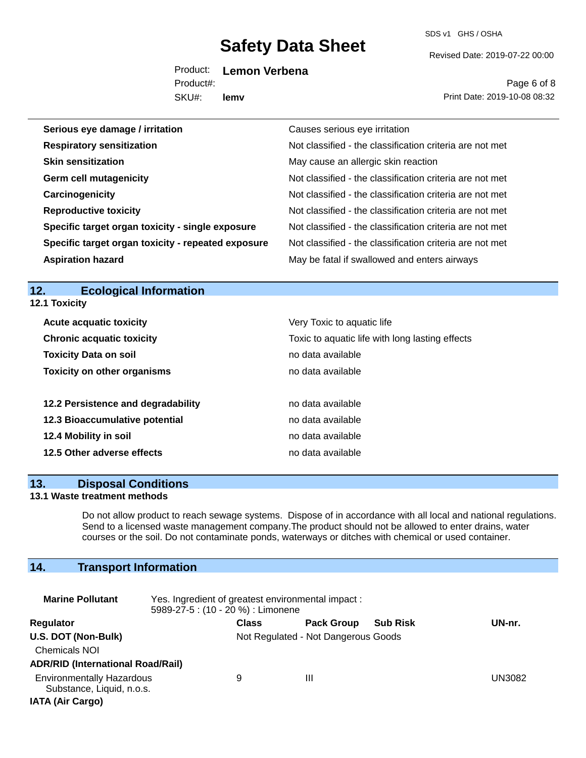| | |
|---|---|
| **Serious eye damage / irritation** | Causes serious eye irritation |
| **Respiratory sensitization** | Not classified - the classification criteria are not met |
| **Skin sensitization** | May cause an allergic skin reaction |
| **Germ cell mutagenicity** | Not classified - the classification criteria are not met |
| **Carcinogenicity** | Not classified - the classification criteria are not met |
| **Reproductive toxicity** | Not classified - the classification criteria are not met |
| **Specific target organ toxicity - single exposure** | Not classified - the classification criteria are not met |
| **Specific target organ toxicity - repeated exposure** | Not classified - the classification criteria are not met |
| **Aspiration hazard** | May be fatal if swallowed and enters airways |

## 12. Ecological Information

### 12.1 Toxicity

| | |
|---|---|
| **Acute acquatic toxicity** | Very Toxic to aquatic life |
| **Chronic acquatic toxicity** | Toxic to aquatic life with long lasting effects |
| **Toxicity Data on soil** | no data available |
| **Toxicity on other organisms** | no data available |
| **12.2 Persistence and degradability** | no data available |
| **12.3 Bioaccumulative potential** | no data available |
| **12.4 Mobility in soil** | no data available |
| **12.5 Other adverse effects** | no data available |

## 13. Disposal Conditions

### 13.1 Waste treatment methods

Do not allow product to reach sewage systems. Dispose of in accordance with all local and national regulations. Send to a licensed waste management company.The product should not be allowed to enter drains, water courses or the soil. Do not contaminate ponds, waterways or ditches with chemical or used container.

## 14. Transport Information

**Marine Pollutant** Yes. Ingredient of greatest environmental impact : 5989-27-5 : (10 - 20 %) : Limonene

| Regulator | Class | Pack Group | Sub Risk | UN-nr. |
|---|---|---|---|---|
| **U.S. DOT (Non-Bulk)** | Not Regulated - Not Dangerous Goods | | | |
| Chemicals NOI | | | | |
| **ADR/RID (International Road/Rail)** | | | | |
| Environmentally Hazardous Substance, Liquid, n.o.s. | 9 | III | | UN3082 |
| **IATA (Air Cargo)** | | | | |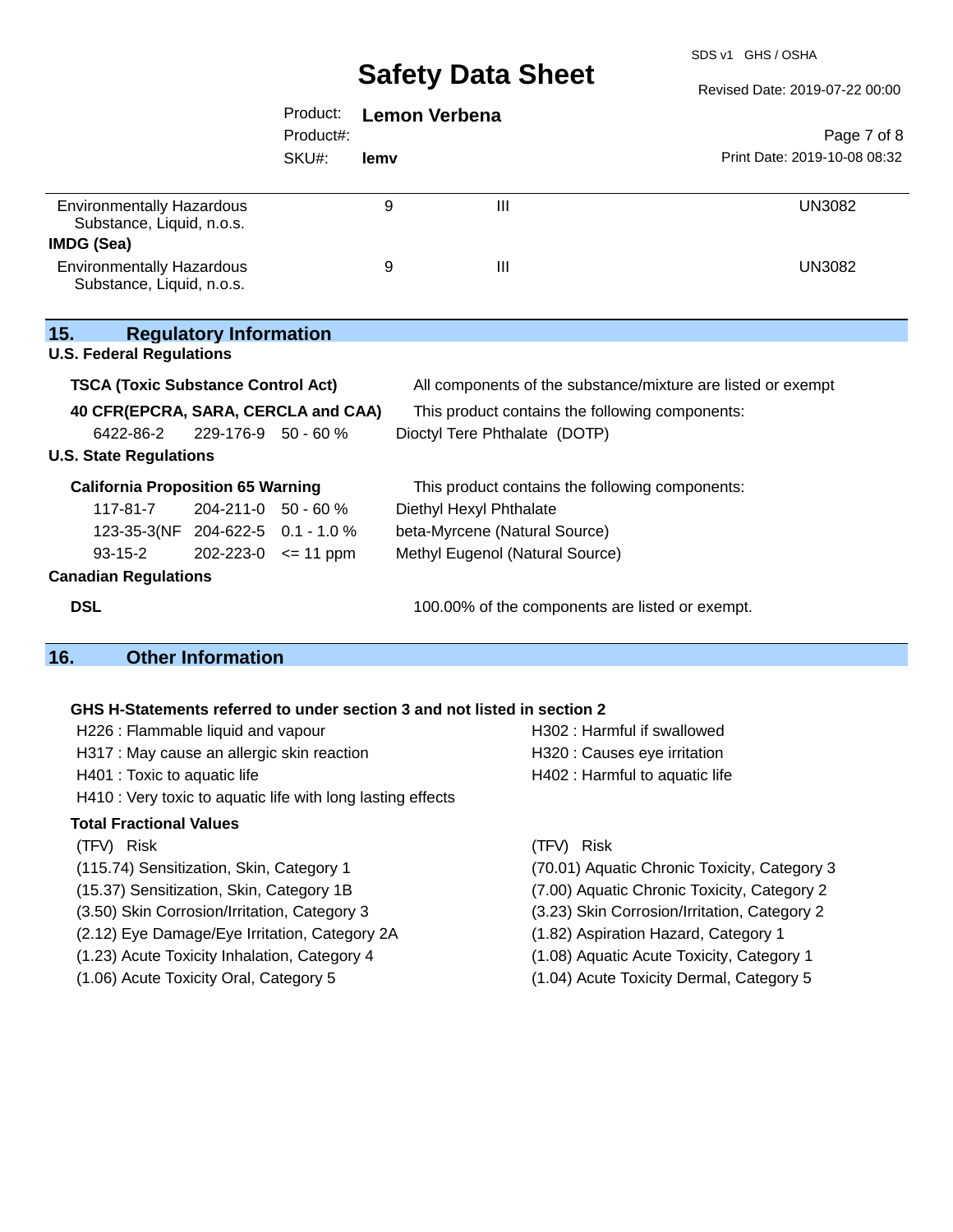| | | | |
|---|---|---|---|
| Environmentally Hazardous Substance, Liquid, n.o.s. | 9 | III | UN3082 |
| **IMDG (Sea)** | | | |
| Environmentally Hazardous Substance, Liquid, n.o.s. | 9 | III | UN3082 |

## 15. Regulatory Information

**U.S. Federal Regulations**

**TSCA (Toxic Substance Control Act)** — All components of the substance/mixture are listed or exempt

**40 CFR(EPCRA, SARA, CERCLA and CAA)** — This product contains the following components:

| | | | |
|---|---|---|---|
| 6422-86-2 | 229-176-9 | 50 - 60 % | Dioctyl Tere Phthalate (DOTP) |

**U.S. State Regulations**

**California Proposition 65 Warning** — This product contains the following components:

| | | | |
|---|---|---|---|
| 117-81-7 | 204-211-0 | 50 - 60 % | Diethyl Hexyl Phthalate |
| 123-35-3(NF | 204-622-5 | 0.1 - 1.0 % | beta-Myrcene (Natural Source) |
| 93-15-2 | 202-223-0 | <= 11 ppm | Methyl Eugenol (Natural Source) |

**Canadian Regulations**

**DSL** — 100.00% of the components are listed or exempt.

## 16. Other Information

**GHS H-Statements referred to under section 3 and not listed in section 2**

H226 : Flammable liquid and vapour
H302 : Harmful if swallowed
H317 : May cause an allergic skin reaction
H320 : Causes eye irritation
H401 : Toxic to aquatic life
H402 : Harmful to aquatic life
H410 : Very toxic to aquatic life with long lasting effects

**Total Fractional Values**

| (TFV) Risk | (TFV) Risk |
|---|---|
| (115.74) Sensitization, Skin, Category 1 | (70.01) Aquatic Chronic Toxicity, Category 3 |
| (15.37) Sensitization, Skin, Category 1B | (7.00) Aquatic Chronic Toxicity, Category 2 |
| (3.50) Skin Corrosion/Irritation, Category 3 | (3.23) Skin Corrosion/Irritation, Category 2 |
| (2.12) Eye Damage/Eye Irritation, Category 2A | (1.82) Aspiration Hazard, Category 1 |
| (1.23) Acute Toxicity Inhalation, Category 4 | (1.08) Aquatic Acute Toxicity, Category 1 |
| (1.06) Acute Toxicity Oral, Category 5 | (1.04) Acute Toxicity Dermal, Category 5 |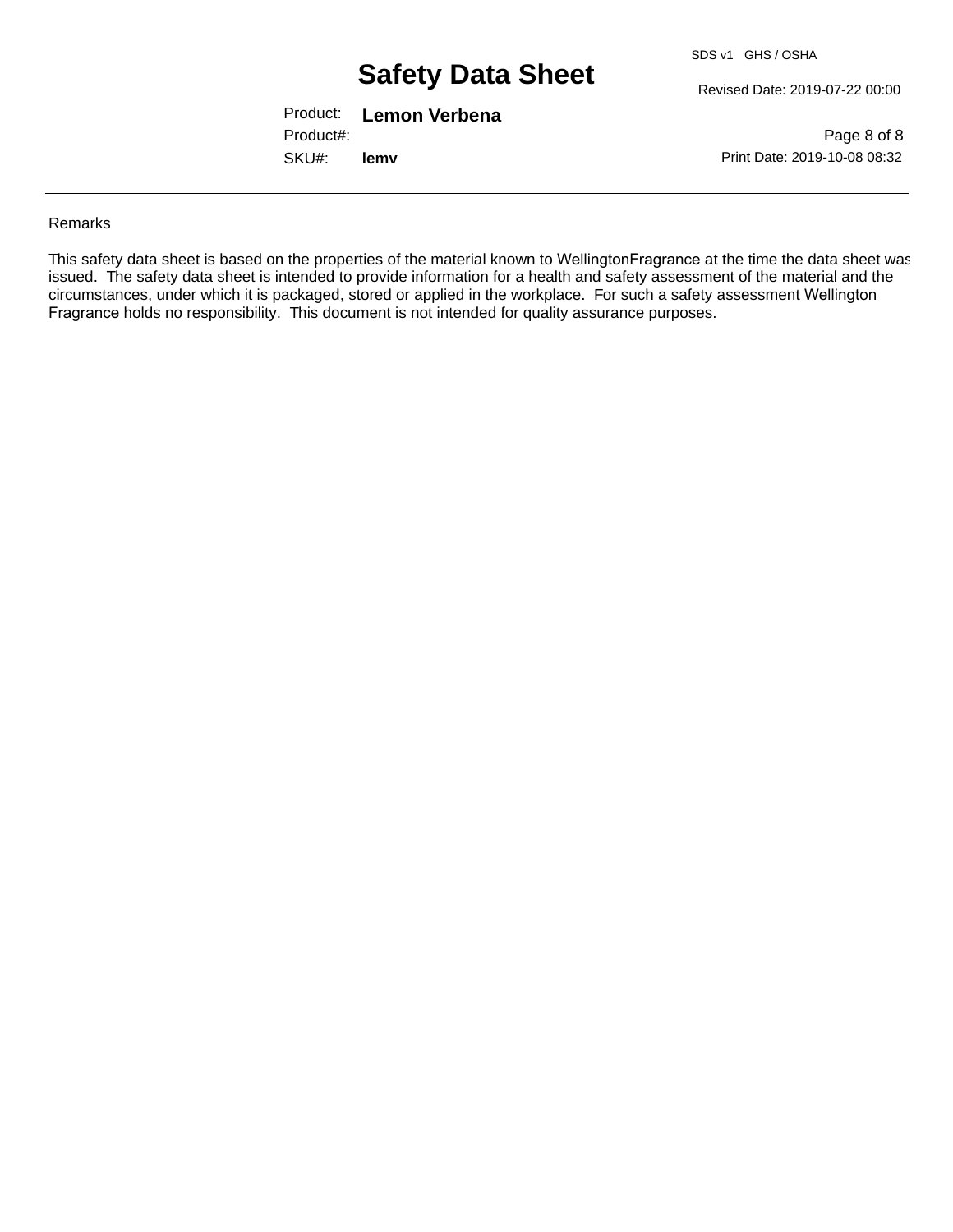Remarks

This safety data sheet is based on the properties of the material known to WellingtonFragrance at the time the data sheet was issued. The safety data sheet is intended to provide information for a health and safety assessment of the material and the circumstances, under which it is packaged, stored or applied in the workplace. For such a safety assessment Wellington Fragrance holds no responsibility. This document is not intended for quality assurance purposes.